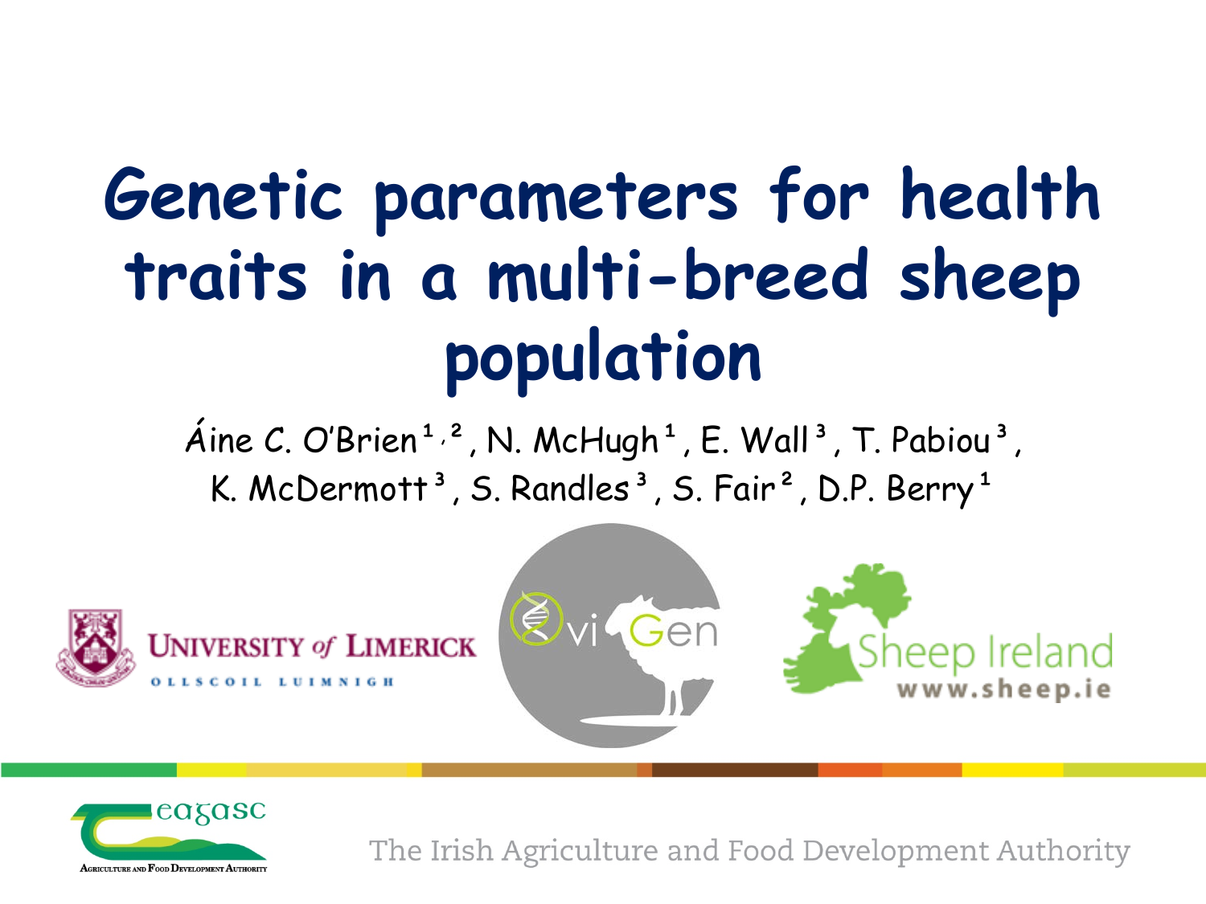# Genetic parameters for health traits in a multi-breed sheep population

Áine C. O'Brien[1,2], N. McHugh[1], E. Wall[3], T. Pabiou[3], K. McDermott[3], S. Randles[3], S. Fair[2], D.P. Berry[1]

University of Limerick
Ollscoil Luimnigh

OviGen

Sheep Ireland
www.sheep.ie

Teagasc
Agriculture and Food Development Authority

The Irish Agriculture and Food Development Authority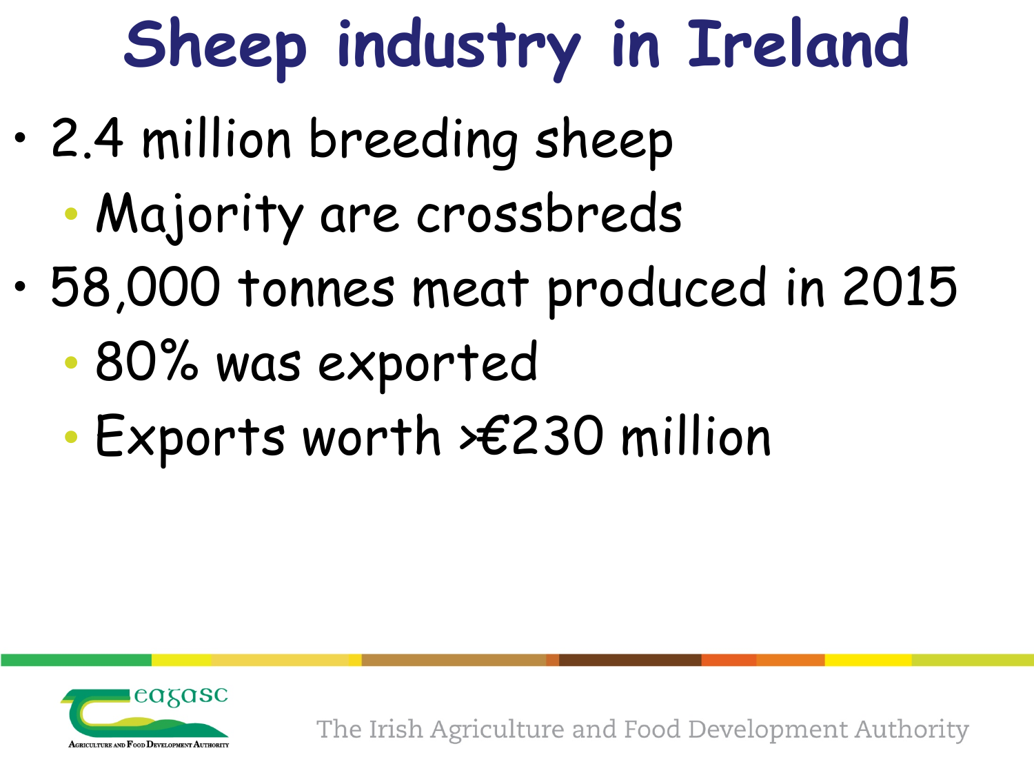# Sheep industry in Ireland

- 2.4 million breeding sheep
  - Majority are crossbreds
- 58,000 tonnes meat produced in 2015
  - 80% was exported
  - Exports worth >€230 million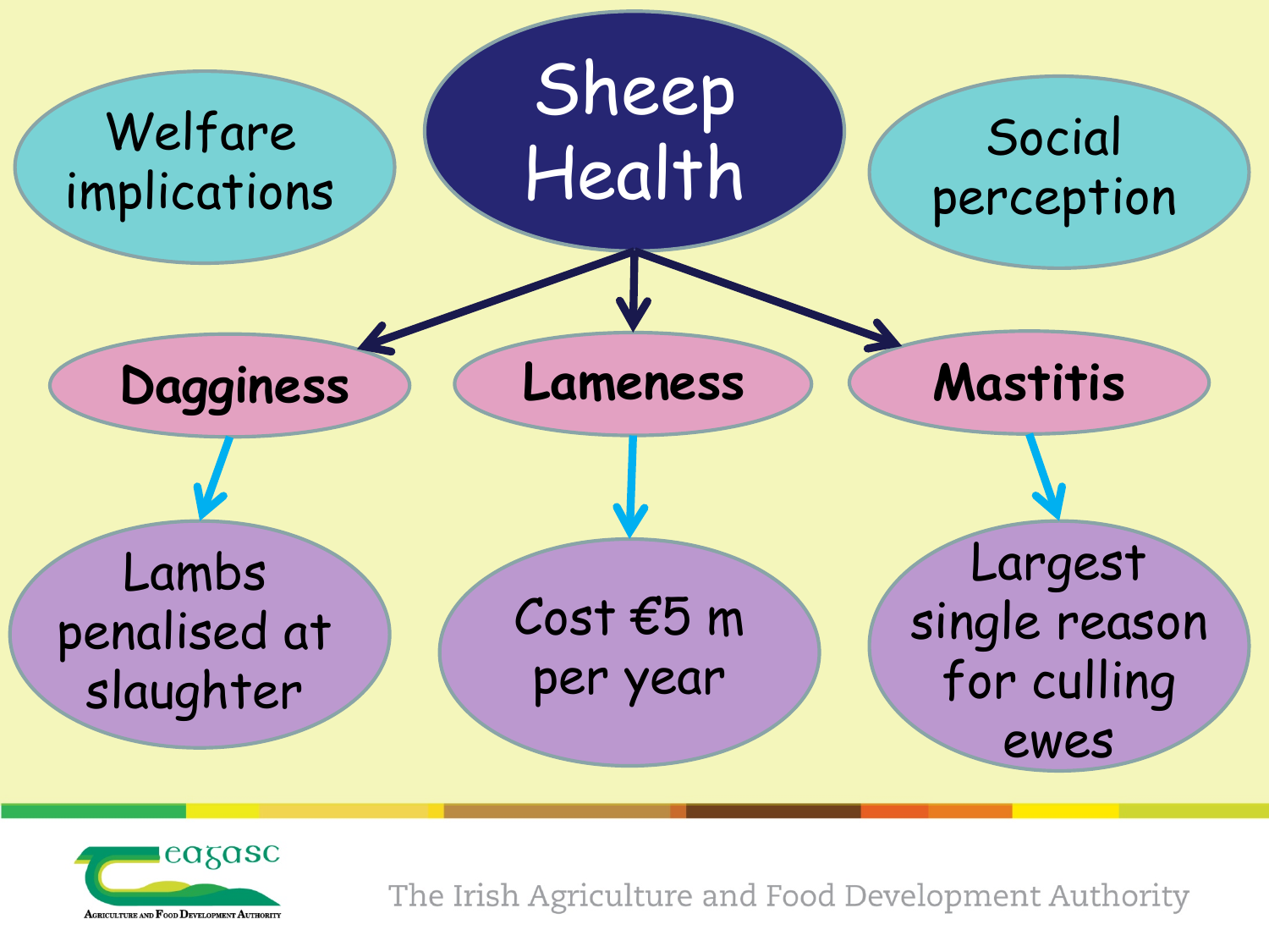# Sheep Health

- Welfare implications
- Social perception

| Dagginess | Lameness | Mastitis |
| --- | --- | --- |
| Lambs penalised at slaughter | Cost €5 m per year | Largest single reason for culling ewes |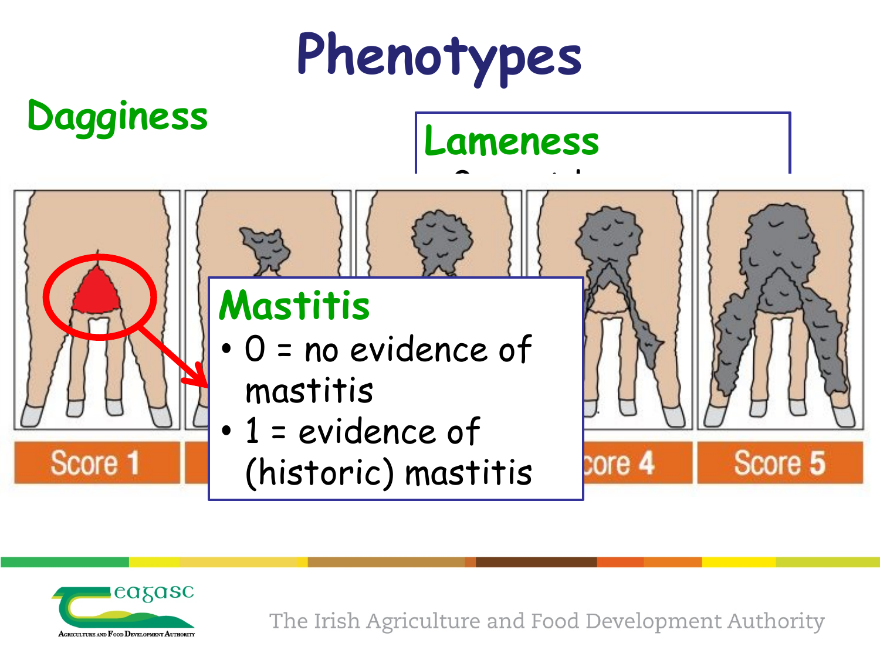# Phenotypes

## Dagginess

Score 1

Score 4

Score 5

## Lameness

## Mastitis

- 0 = no evidence of mastitis
- 1 = evidence of (historic) mastitis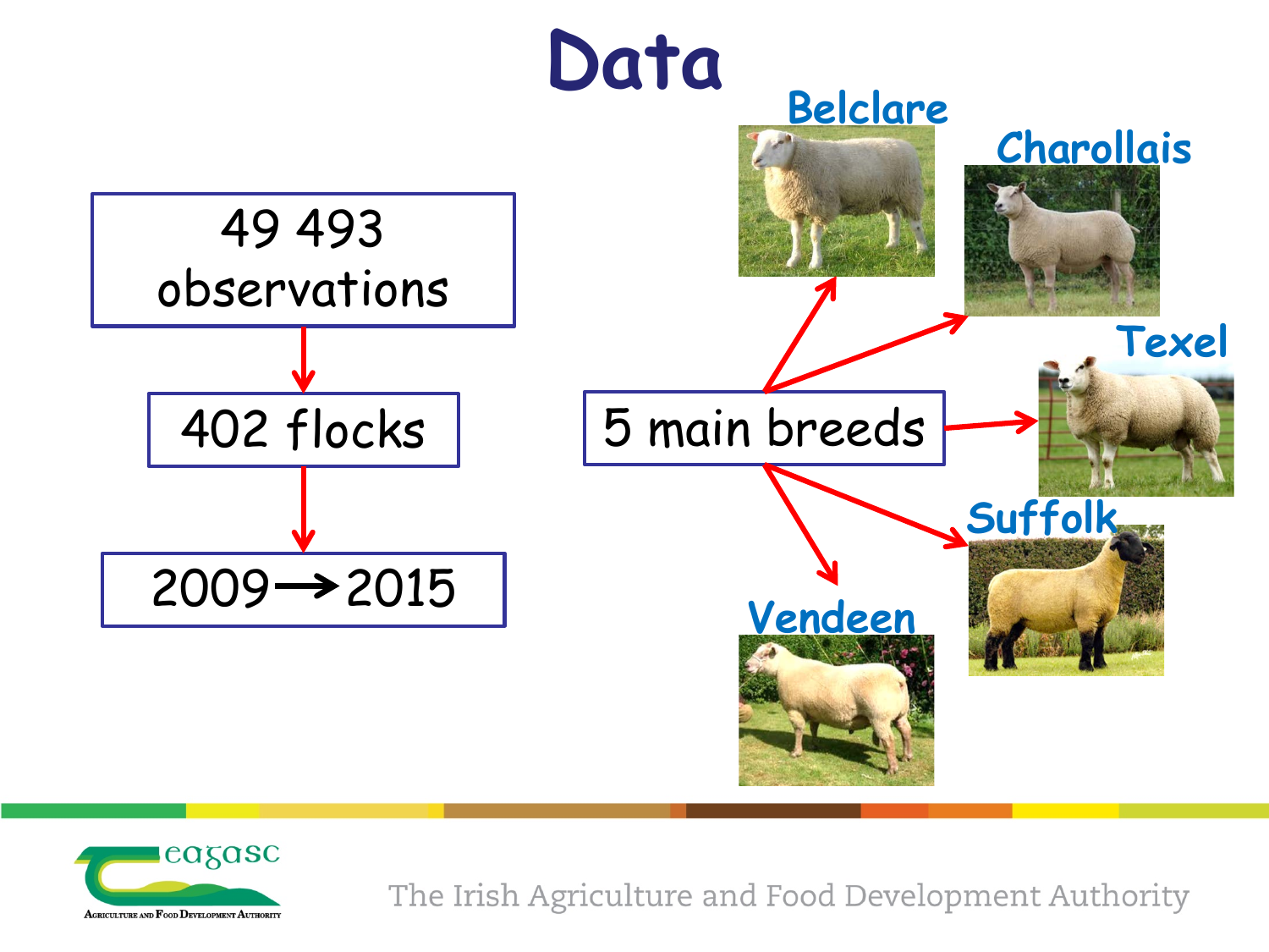# Data

49 493 observations

402 flocks

2009 → 2015

5 main breeds

- Belclare
- Charollais
- Texel
- Suffolk
- Vendeen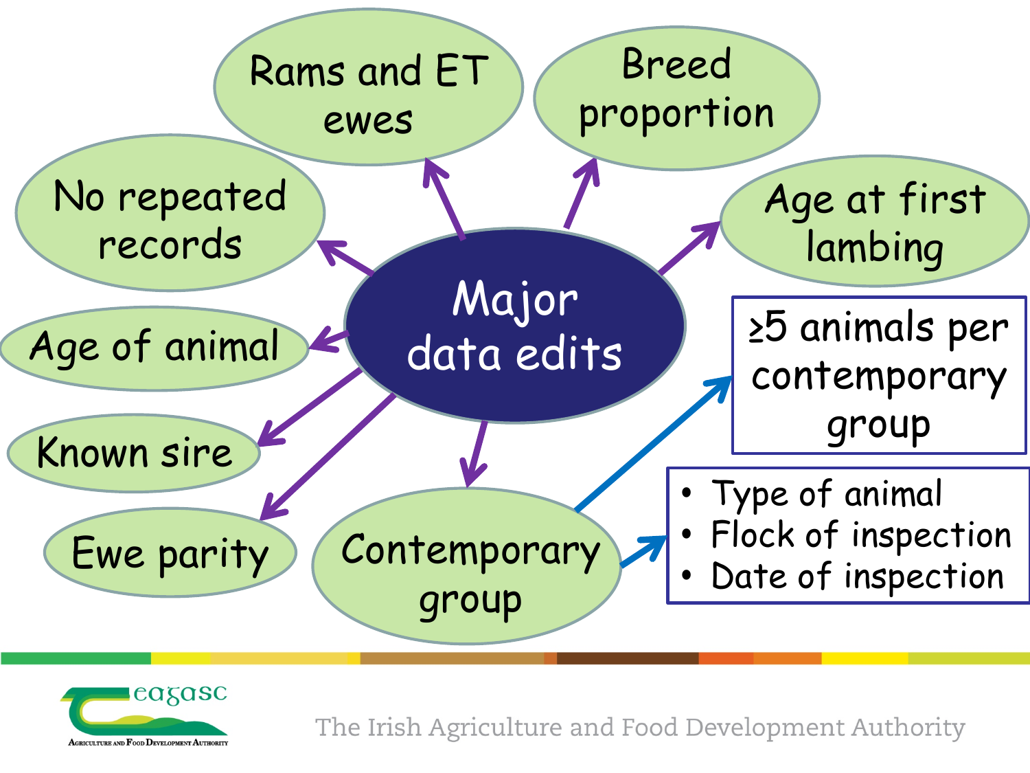# Major data edits

- Rams and ET ewes
- Breed proportion
- Age at first lambing
- No repeated records
- Age of animal
- Known sire
- Ewe parity
- Contemporary group
  - ≥5 animals per contemporary group
  - Type of animal
  - Flock of inspection
  - Date of inspection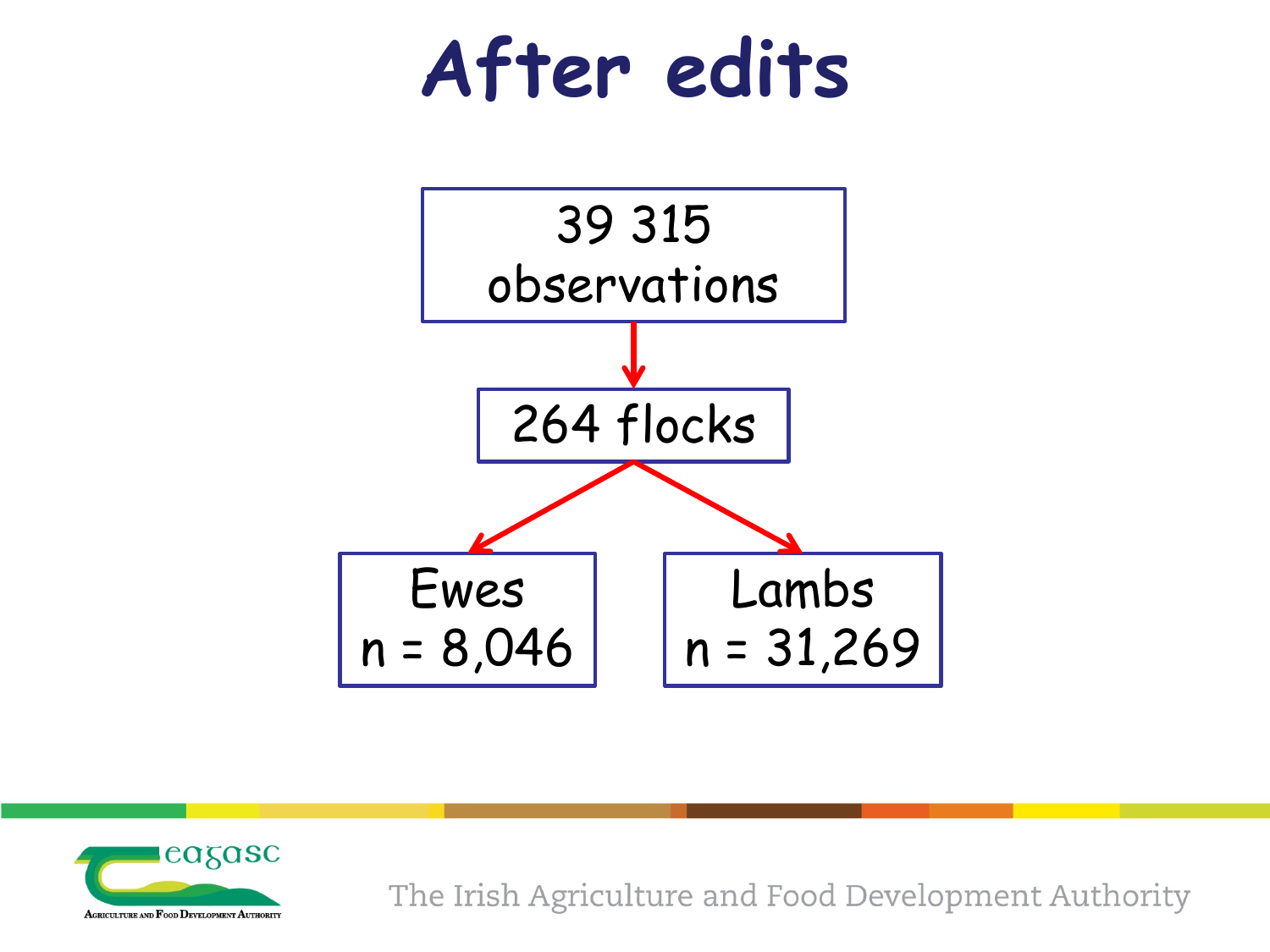# After edits

39 315 observations

264 flocks

Ewes
n = 8,046

Lambs
n = 31,269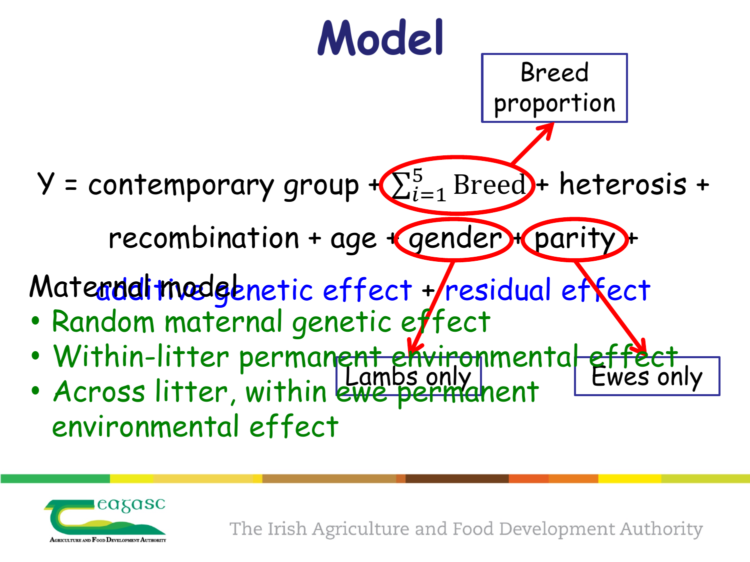# Model

Y = contemporary group + $\sum_{i=1}^{5}$ Breed + heterosis + recombination + age + gender + parity + additive genetic effect + residual effect

Breed proportion

Lambs only

Ewes only

Maternal model

- Random maternal genetic effect
- Within-litter permanent environmental effect
- Across litter, within ewe permanent environmental effect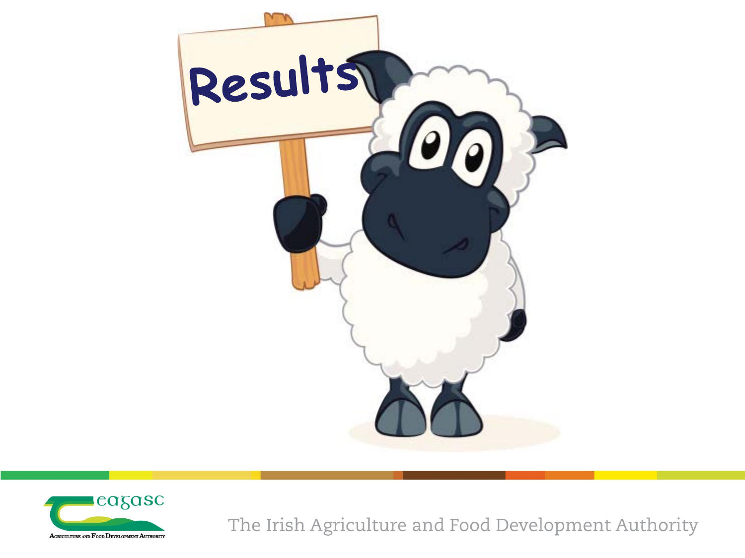# Results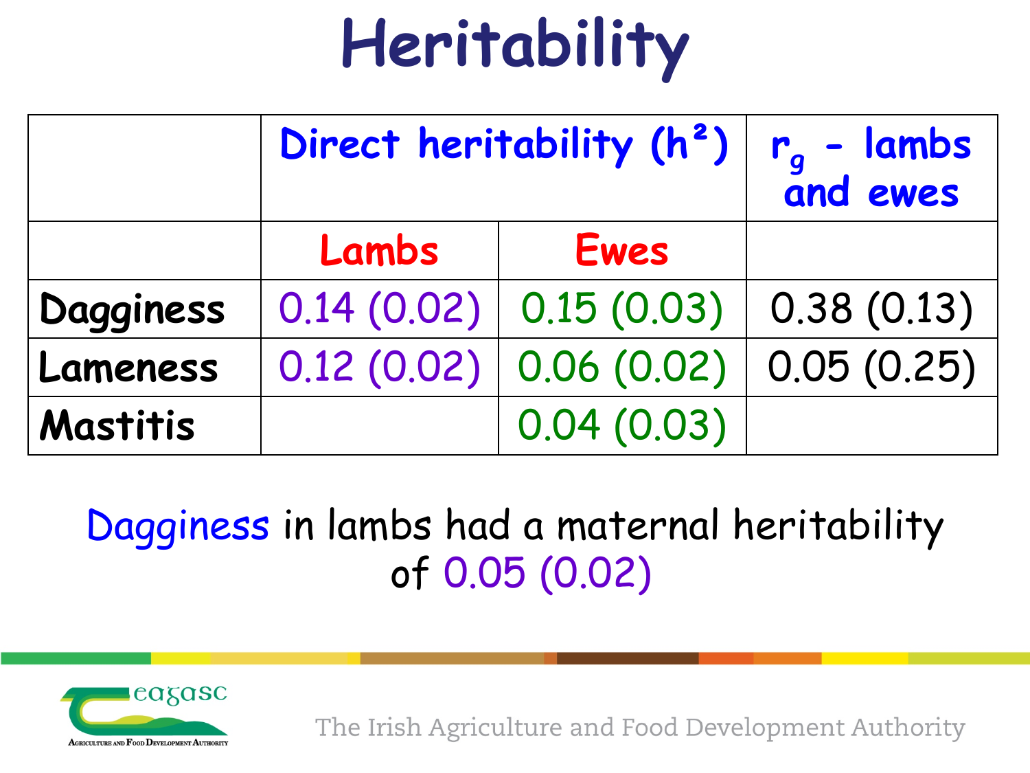# Heritability

| | Direct heritability ($h^2$) | | $r_g$ - lambs and ewes |
|---|---|---|---|
| | Lambs | Ewes | |
| Dagginess | 0.14 (0.02) | 0.15 (0.03) | 0.38 (0.13) |
| Lameness | 0.12 (0.02) | 0.06 (0.02) | 0.05 (0.25) |
| Mastitis | | 0.04 (0.03) | |

Dagginess in lambs had a maternal heritability of 0.05 (0.02)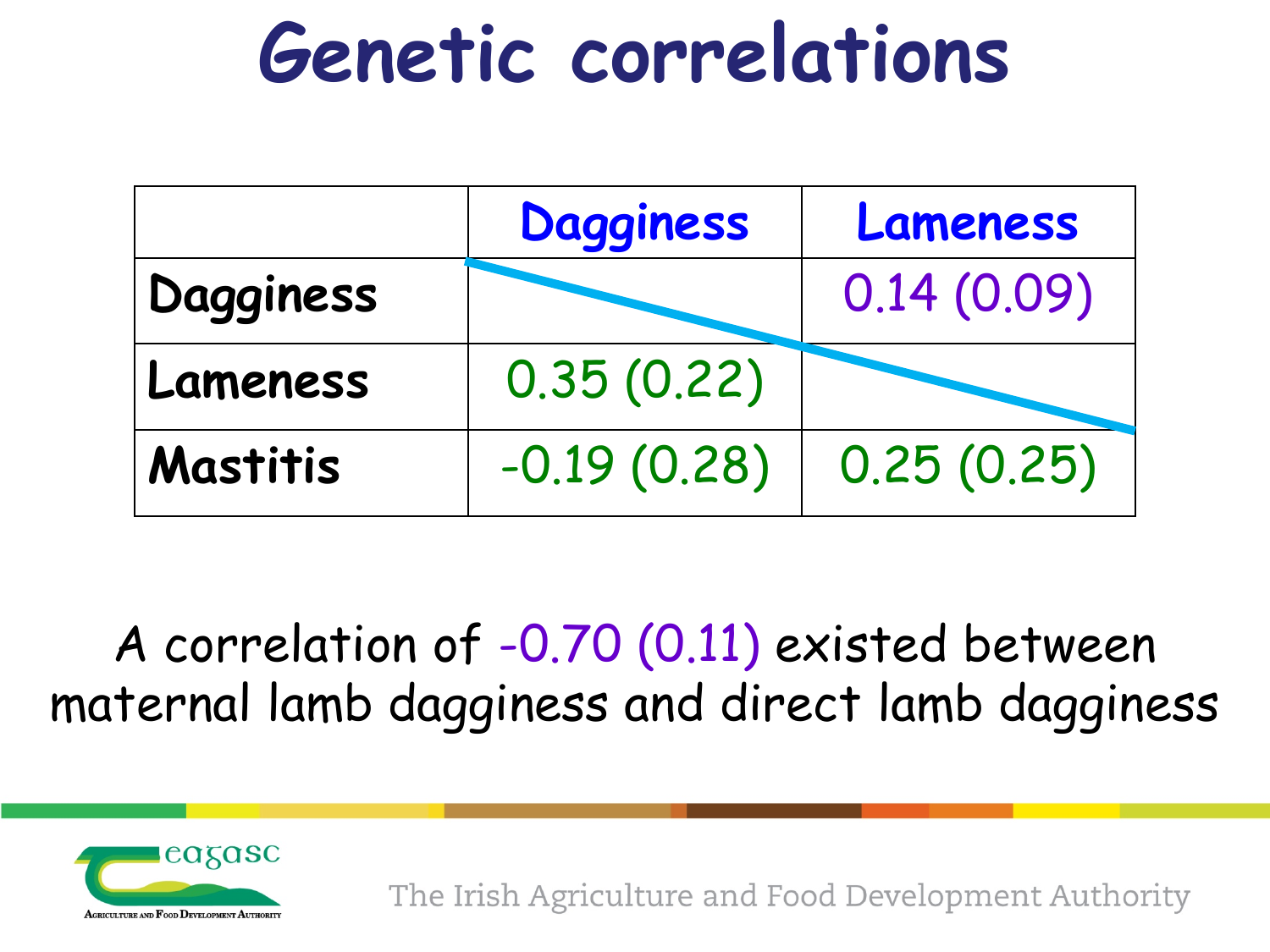# Genetic correlations

| | Dagginess | Lameness |
|---|---|---|
| Dagginess | | 0.14 (0.09) |
| Lameness | 0.35 (0.22) | |
| Mastitis | -0.19 (0.28) | 0.25 (0.25) |

A correlation of -0.70 (0.11) existed between maternal lamb dagginess and direct lamb dagginess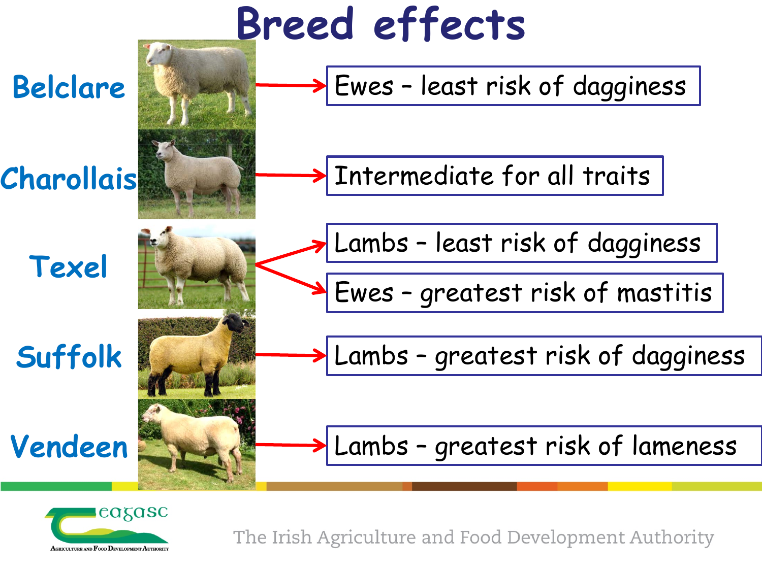# Breed effects

- **Belclare** → Ewes – least risk of dagginess
- **Charollais** → Intermediate for all traits
- **Texel** → Lambs – least risk of dagginess; Ewes – greatest risk of mastitis
- **Suffolk** → Lambs – greatest risk of dagginess
- **Vendeen** → Lambs – greatest risk of lameness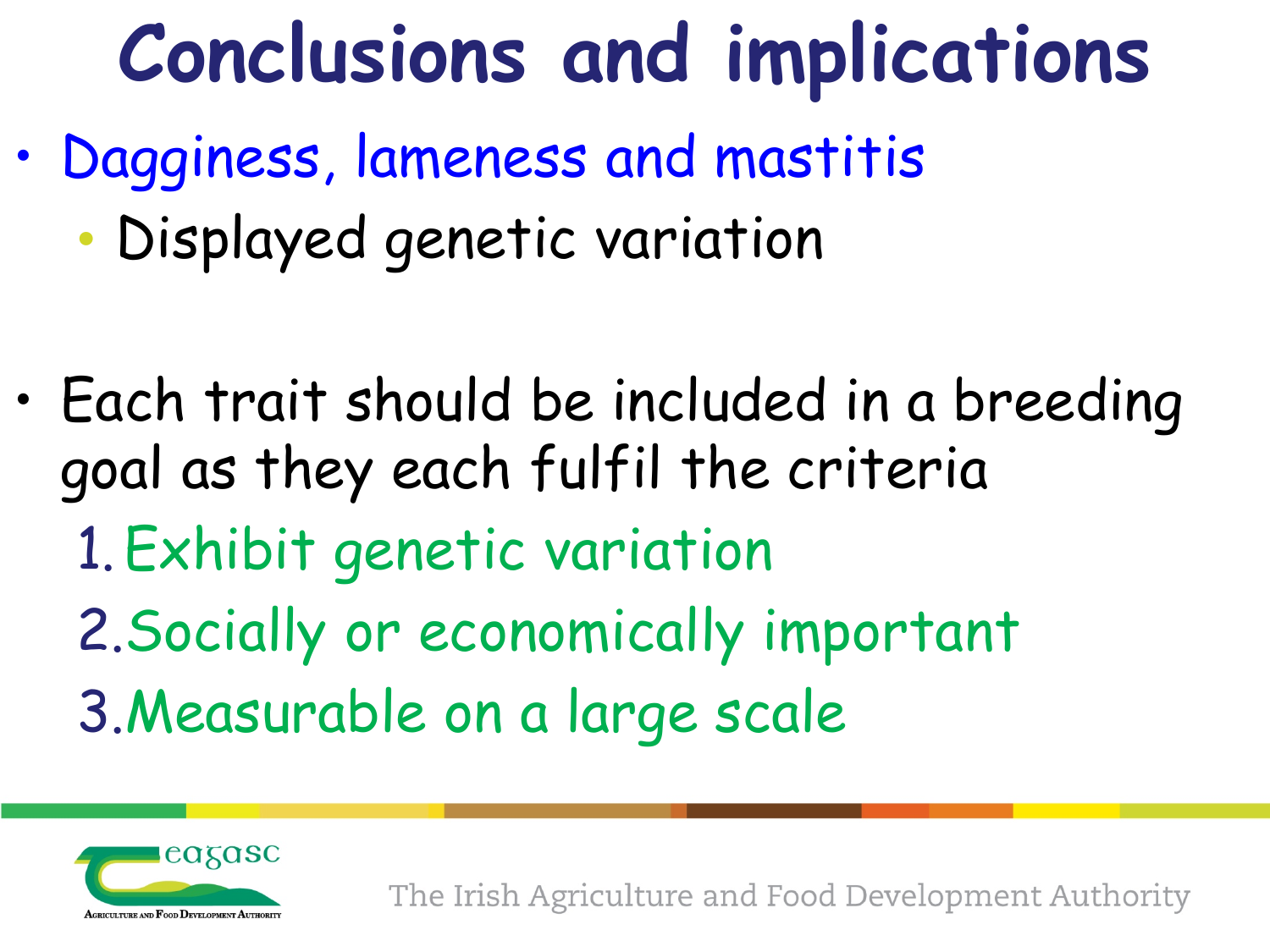# Conclusions and implications

- Dagginess, lameness and mastitis
  - Displayed genetic variation

- Each trait should be included in a breeding goal as they each fulfil the criteria
  1. Exhibit genetic variation
  2. Socially or economically important
  3. Measurable on a large scale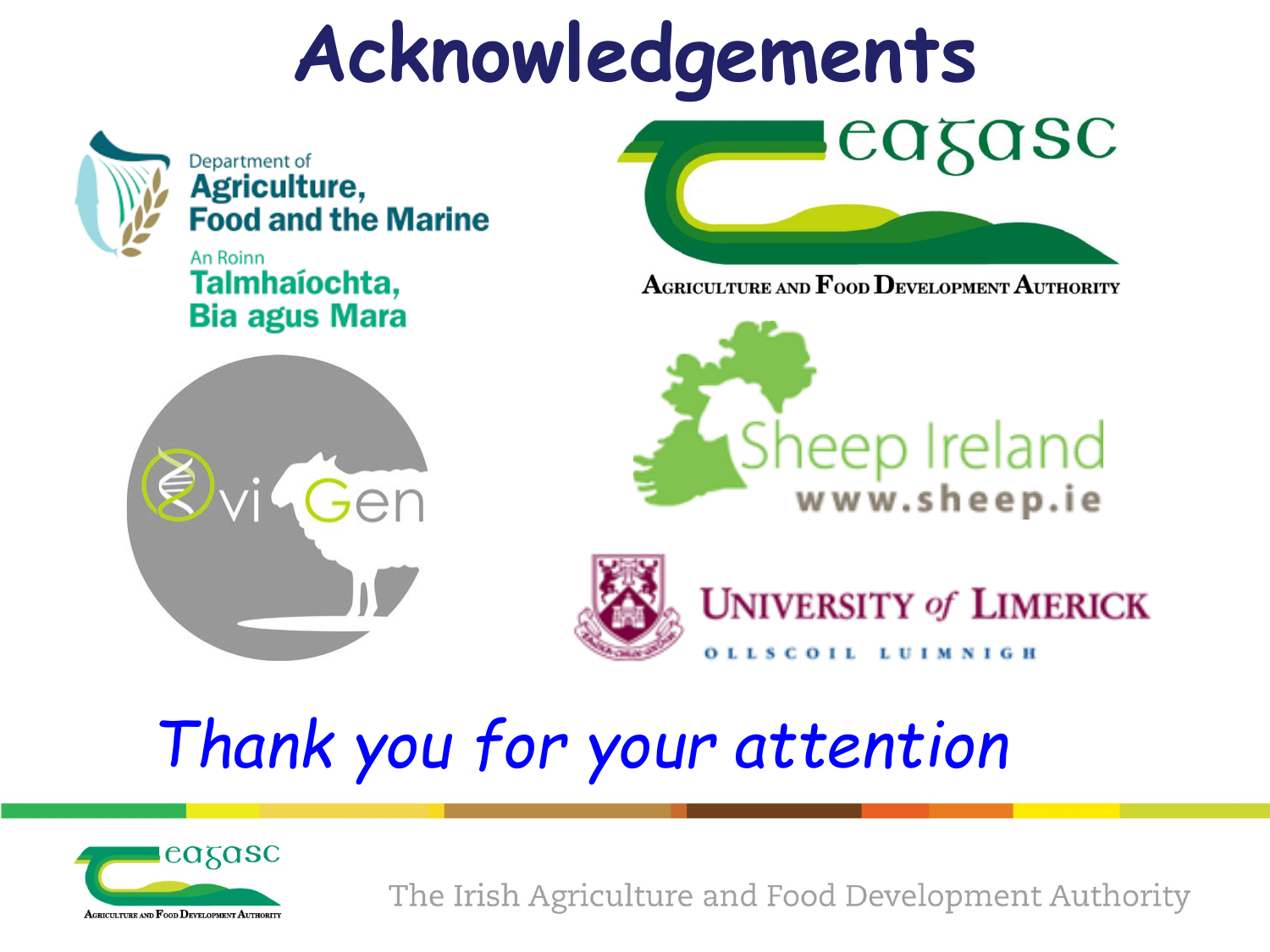# Acknowledgements

Department of
**Agriculture,**
**Food and the Marine**

An Roinn
**Talmhaíochta,**
**Bia agus Mara**

Teagasc
Agriculture and Food Development Authority

OviGen

Sheep Ireland
www.sheep.ie

University of Limerick
Ollscoil Luimnigh

*Thank you for your attention*